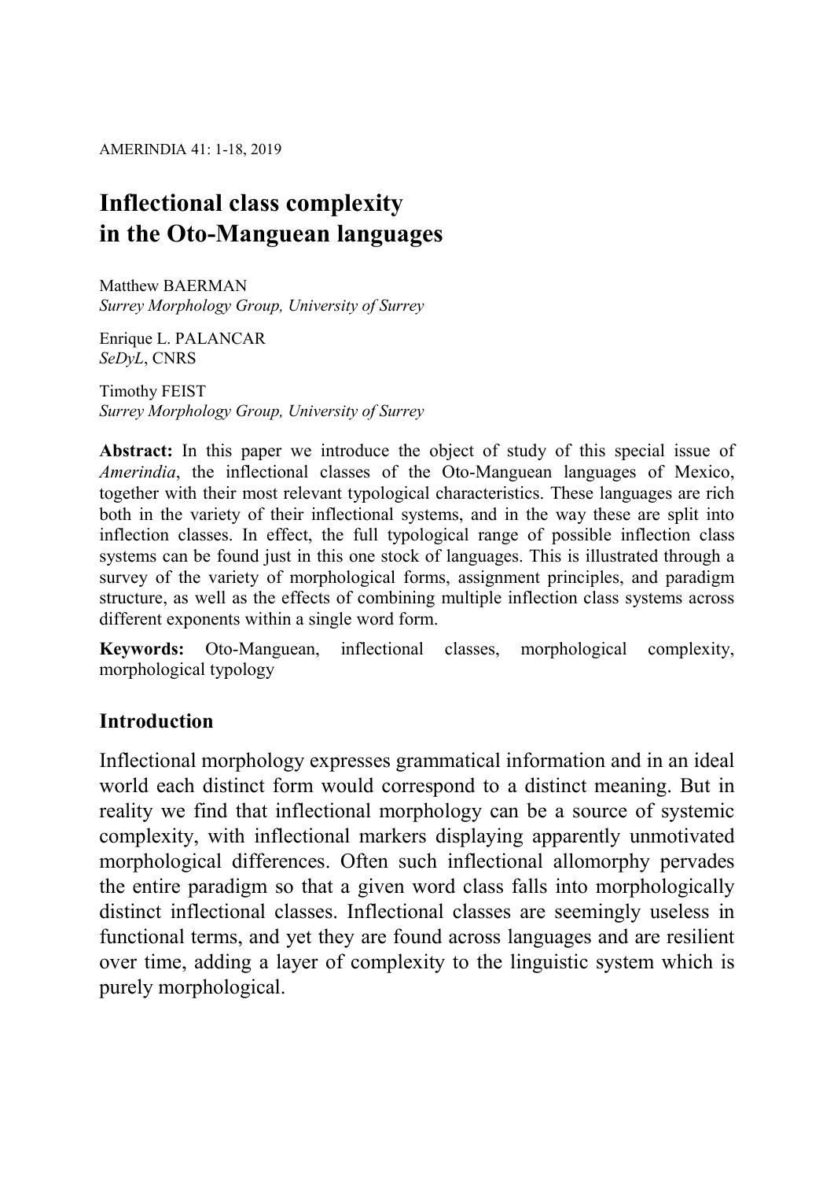# Inflectional class complexity in the Oto-Manguean languages

Matthew BAERMAN
*Surrey Morphology Group, University of Surrey*

Enrique L. PALANCAR
*SeDyL*, CNRS

Timothy FEIST
*Surrey Morphology Group, University of Surrey*

**Abstract:** In this paper we introduce the object of study of this special issue of *Amerindia*, the inflectional classes of the Oto-Manguean languages of Mexico, together with their most relevant typological characteristics. These languages are rich both in the variety of their inflectional systems, and in the way these are split into inflection classes. In effect, the full typological range of possible inflection class systems can be found just in this one stock of languages. This is illustrated through a survey of the variety of morphological forms, assignment principles, and paradigm structure, as well as the effects of combining multiple inflection class systems across different exponents within a single word form.

**Keywords:** Oto-Manguean, inflectional classes, morphological complexity, morphological typology

## Introduction

Inflectional morphology expresses grammatical information and in an ideal world each distinct form would correspond to a distinct meaning. But in reality we find that inflectional morphology can be a source of systemic complexity, with inflectional markers displaying apparently unmotivated morphological differences. Often such inflectional allomorphy pervades the entire paradigm so that a given word class falls into morphologically distinct inflectional classes. Inflectional classes are seemingly useless in functional terms, and yet they are found across languages and are resilient over time, adding a layer of complexity to the linguistic system which is purely morphological.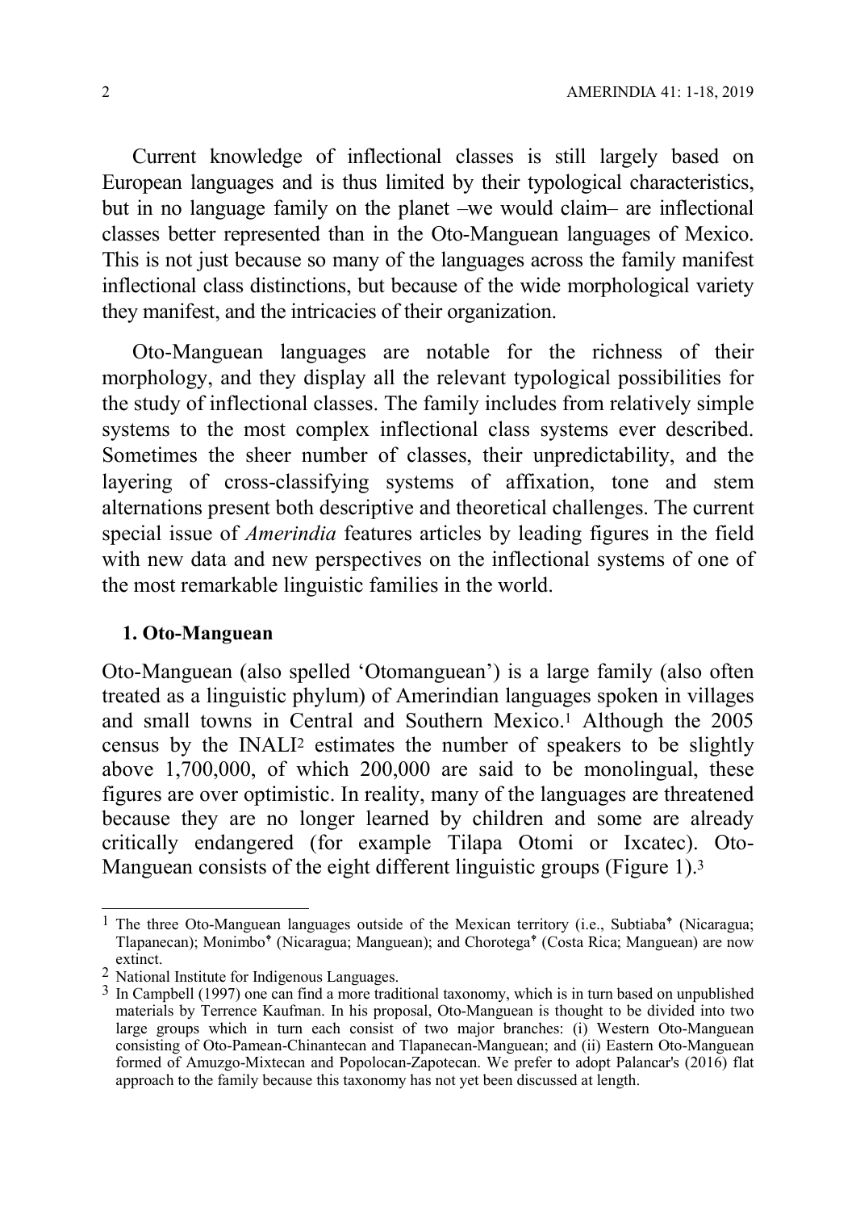Current knowledge of inflectional classes is still largely based on European languages and is thus limited by their typological characteristics, but in no language family on the planet –we would claim– are inflectional classes better represented than in the Oto-Manguean languages of Mexico. This is not just because so many of the languages across the family manifest inflectional class distinctions, but because of the wide morphological variety they manifest, and the intricacies of their organization.

Oto-Manguean languages are notable for the richness of their morphology, and they display all the relevant typological possibilities for the study of inflectional classes. The family includes from relatively simple systems to the most complex inflectional class systems ever described. Sometimes the sheer number of classes, their unpredictability, and the layering of cross-classifying systems of affixation, tone and stem alternations present both descriptive and theoretical challenges. The current special issue of *Amerindia* features articles by leading figures in the field with new data and new perspectives on the inflectional systems of one of the most remarkable linguistic families in the world.

## 1. Oto-Manguean

Oto-Manguean (also spelled 'Otomanguean') is a large family (also often treated as a linguistic phylum) of Amerindian languages spoken in villages and small towns in Central and Southern Mexico.[1] Although the 2005 census by the INALI[2] estimates the number of speakers to be slightly above 1,700,000, of which 200,000 are said to be monolingual, these figures are over optimistic. In reality, many of the languages are threatened because they are no longer learned by children and some are already critically endangered (for example Tilapa Otomi or Ixcatec). Oto-Manguean consists of the eight different linguistic groups (Figure 1).[3]

---

[1] The three Oto-Manguean languages outside of the Mexican territory (i.e., Subtiaba✝ (Nicaragua; Tlapanecan); Monimbo✝ (Nicaragua; Manguean); and Chorotega✝ (Costa Rica; Manguean) are now extinct.

[2] National Institute for Indigenous Languages.

[3] In Campbell (1997) one can find a more traditional taxonomy, which is in turn based on unpublished materials by Terrence Kaufman. In his proposal, Oto-Manguean is thought to be divided into two large groups which in turn each consist of two major branches: (i) Western Oto-Manguean consisting of Oto-Pamean-Chinantecan and Tlapanecan-Manguean; and (ii) Eastern Oto-Manguean formed of Amuzgo-Mixtecan and Popolocan-Zapotecan. We prefer to adopt Palancar's (2016) flat approach to the family because this taxonomy has not yet been discussed at length.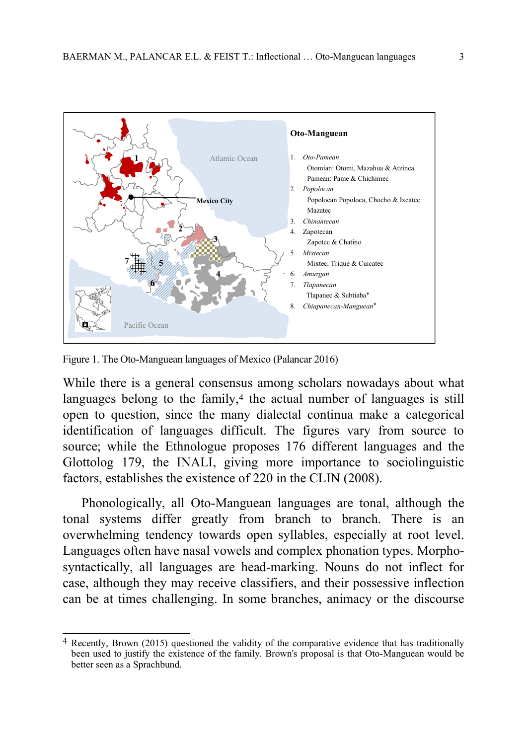Figure 1. The Oto-Manguean languages of Mexico (Palancar 2016)

While there is a general consensus among scholars nowadays about what languages belong to the family,[4] the actual number of languages is still open to question, since the many dialectal continua make a categorical identification of languages difficult. The figures vary from source to source; while the Ethnologue proposes 176 different languages and the Glottolog 179, the INALI, giving more importance to sociolinguistic factors, establishes the existence of 220 in the CLIN (2008).

Phonologically, all Oto-Manguean languages are tonal, although the tonal systems differ greatly from branch to branch. There is an overwhelming tendency towards open syllables, especially at root level. Languages often have nasal vowels and complex phonation types. Morpho-syntactically, all languages are head-marking. Nouns do not inflect for case, although they may receive classifiers, and their possessive inflection can be at times challenging. In some branches, animacy or the discourse

[4] Recently, Brown (2015) questioned the validity of the comparative evidence that has traditionally been used to justify the existence of the family. Brown's proposal is that Oto-Manguean would be better seen as a Sprachbund.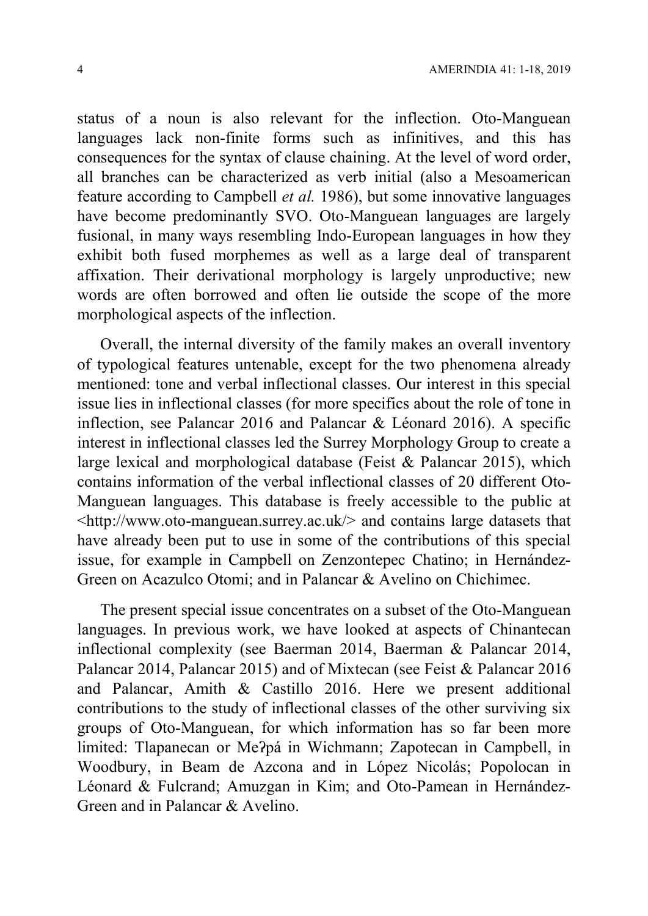status of a noun is also relevant for the inflection. Oto-Manguean languages lack non-finite forms such as infinitives, and this has consequences for the syntax of clause chaining. At the level of word order, all branches can be characterized as verb initial (also a Mesoamerican feature according to Campbell *et al.* 1986), but some innovative languages have become predominantly SVO. Oto-Manguean languages are largely fusional, in many ways resembling Indo-European languages in how they exhibit both fused morphemes as well as a large deal of transparent affixation. Their derivational morphology is largely unproductive; new words are often borrowed and often lie outside the scope of the more morphological aspects of the inflection.

Overall, the internal diversity of the family makes an overall inventory of typological features untenable, except for the two phenomena already mentioned: tone and verbal inflectional classes. Our interest in this special issue lies in inflectional classes (for more specifics about the role of tone in inflection, see Palancar 2016 and Palancar & Léonard 2016). A specific interest in inflectional classes led the Surrey Morphology Group to create a large lexical and morphological database (Feist & Palancar 2015), which contains information of the verbal inflectional classes of 20 different Oto-Manguean languages. This database is freely accessible to the public at <http://www.oto-manguean.surrey.ac.uk/> and contains large datasets that have already been put to use in some of the contributions of this special issue, for example in Campbell on Zenzontepec Chatino; in Hernández-Green on Acazulco Otomi; and in Palancar & Avelino on Chichimec.

The present special issue concentrates on a subset of the Oto-Manguean languages. In previous work, we have looked at aspects of Chinantecan inflectional complexity (see Baerman 2014, Baerman & Palancar 2014, Palancar 2014, Palancar 2015) and of Mixtecan (see Feist & Palancar 2016 and Palancar, Amith & Castillo 2016. Here we present additional contributions to the study of inflectional classes of the other surviving six groups of Oto-Manguean, for which information has so far been more limited: Tlapanecan or Meʔpá in Wichmann; Zapotecan in Campbell, in Woodbury, in Beam de Azcona and in López Nicolás; Popolocan in Léonard & Fulcrand; Amuzgan in Kim; and Oto-Pamean in Hernández-Green and in Palancar & Avelino.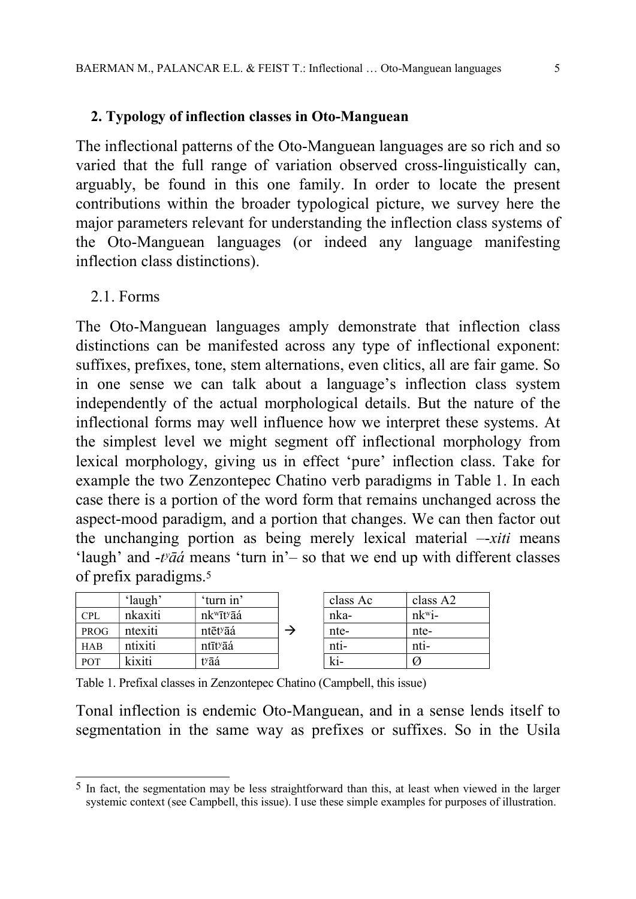## 2. Typology of inflection classes in Oto-Manguean

The inflectional patterns of the Oto-Manguean languages are so rich and so varied that the full range of variation observed cross-linguistically can, arguably, be found in this one family. In order to locate the present contributions within the broader typological picture, we survey here the major parameters relevant for understanding the inflection class systems of the Oto-Manguean languages (or indeed any language manifesting inflection class distinctions).

### 2.1. Forms

The Oto-Manguean languages amply demonstrate that inflection class distinctions can be manifested across any type of inflectional exponent: suffixes, prefixes, tone, stem alternations, even clitics, all are fair game. So in one sense we can talk about a language's inflection class system independently of the actual morphological details. But the nature of the inflectional forms may well influence how we interpret these systems. At the simplest level we might segment off inflectional morphology from lexical morphology, giving us in effect 'pure' inflection class. Take for example the two Zenzontepec Chatino verb paradigms in Table 1. In each case there is a portion of the word form that remains unchanged across the aspect-mood paradigm, and a portion that changes. We can then factor out the unchanging portion as being merely lexical material –-*xiti* means 'laugh' and -*tʸāá* means 'turn in'– so that we end up with different classes of prefix paradigms.[5]

| | 'laugh' | 'turn in' | | class Ac | class A2 |
|---|---|---|---|---|---|
| CPL | nkaxiti | nkʷītʸāá | | nka- | nkʷi- |
| PROG | ntexiti | ntētʸāá | → | nte- | nte- |
| HAB | ntixiti | ntītʸāá | | nti- | nti- |
| POT | kixiti | tʸāá | | ki- | Ø |

Table 1. Prefixal classes in Zenzontepec Chatino (Campbell, this issue)

Tonal inflection is endemic Oto-Manguean, and in a sense lends itself to segmentation in the same way as prefixes or suffixes. So in the Usila

[5] In fact, the segmentation may be less straightforward than this, at least when viewed in the larger systemic context (see Campbell, this issue). I use these simple examples for purposes of illustration.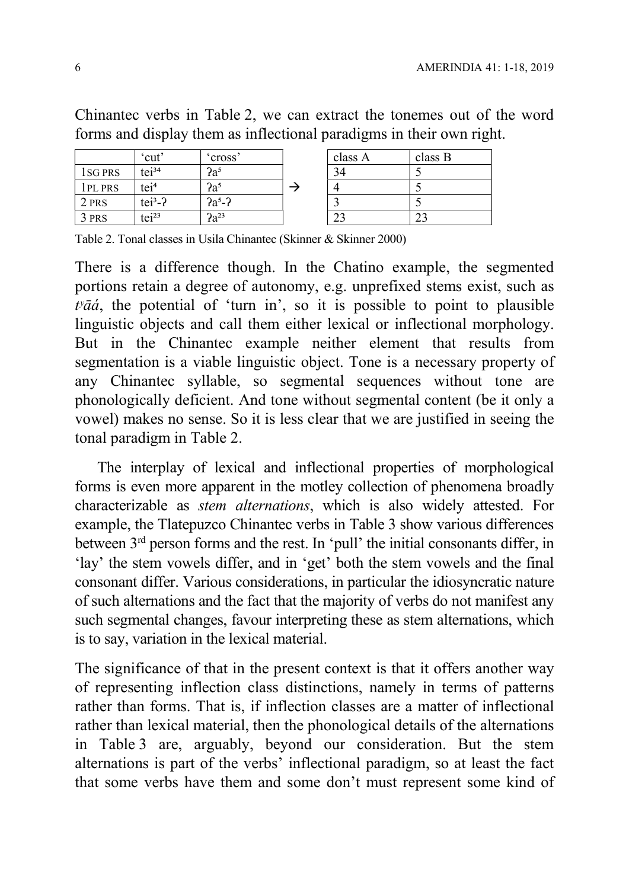Chinantec verbs in Table 2, we can extract the tonemes out of the word forms and display them as inflectional paradigms in their own right.

|  | 'cut' | 'cross' |  | class A | class B |
|---|---|---|---|---|---|
| 1SG PRS | $tei^{34}$ | $ʔa^{5}$ |  | 34 | 5 |
| 1PL PRS | $tei^{4}$ | $ʔa^{5}$ | → | 4 | 5 |
| 2 PRS | $tei^{3}$-ʔ | $ʔa^{5}$-ʔ |  | 3 | 5 |
| 3 PRS | $tei^{23}$ | $ʔa^{23}$ |  | 23 | 23 |

Table 2. Tonal classes in Usila Chinantec (Skinner & Skinner 2000)

There is a difference though. In the Chatino example, the segmented portions retain a degree of autonomy, e.g. unprefixed stems exist, such as *tʸāá*, the potential of 'turn in', so it is possible to point to plausible linguistic objects and call them either lexical or inflectional morphology. But in the Chinantec example neither element that results from segmentation is a viable linguistic object. Tone is a necessary property of any Chinantec syllable, so segmental sequences without tone are phonologically deficient. And tone without segmental content (be it only a vowel) makes no sense. So it is less clear that we are justified in seeing the tonal paradigm in Table 2.

The interplay of lexical and inflectional properties of morphological forms is even more apparent in the motley collection of phenomena broadly characterizable as *stem alternations*, which is also widely attested. For example, the Tlatepuzco Chinantec verbs in Table 3 show various differences between 3rd person forms and the rest. In 'pull' the initial consonants differ, in 'lay' the stem vowels differ, and in 'get' both the stem vowels and the final consonant differ. Various considerations, in particular the idiosyncratic nature of such alternations and the fact that the majority of verbs do not manifest any such segmental changes, favour interpreting these as stem alternations, which is to say, variation in the lexical material.

The significance of that in the present context is that it offers another way of representing inflection class distinctions, namely in terms of patterns rather than forms. That is, if inflection classes are a matter of inflectional rather than lexical material, then the phonological details of the alternations in Table 3 are, arguably, beyond our consideration. But the stem alternations is part of the verbs' inflectional paradigm, so at least the fact that some verbs have them and some don't must represent some kind of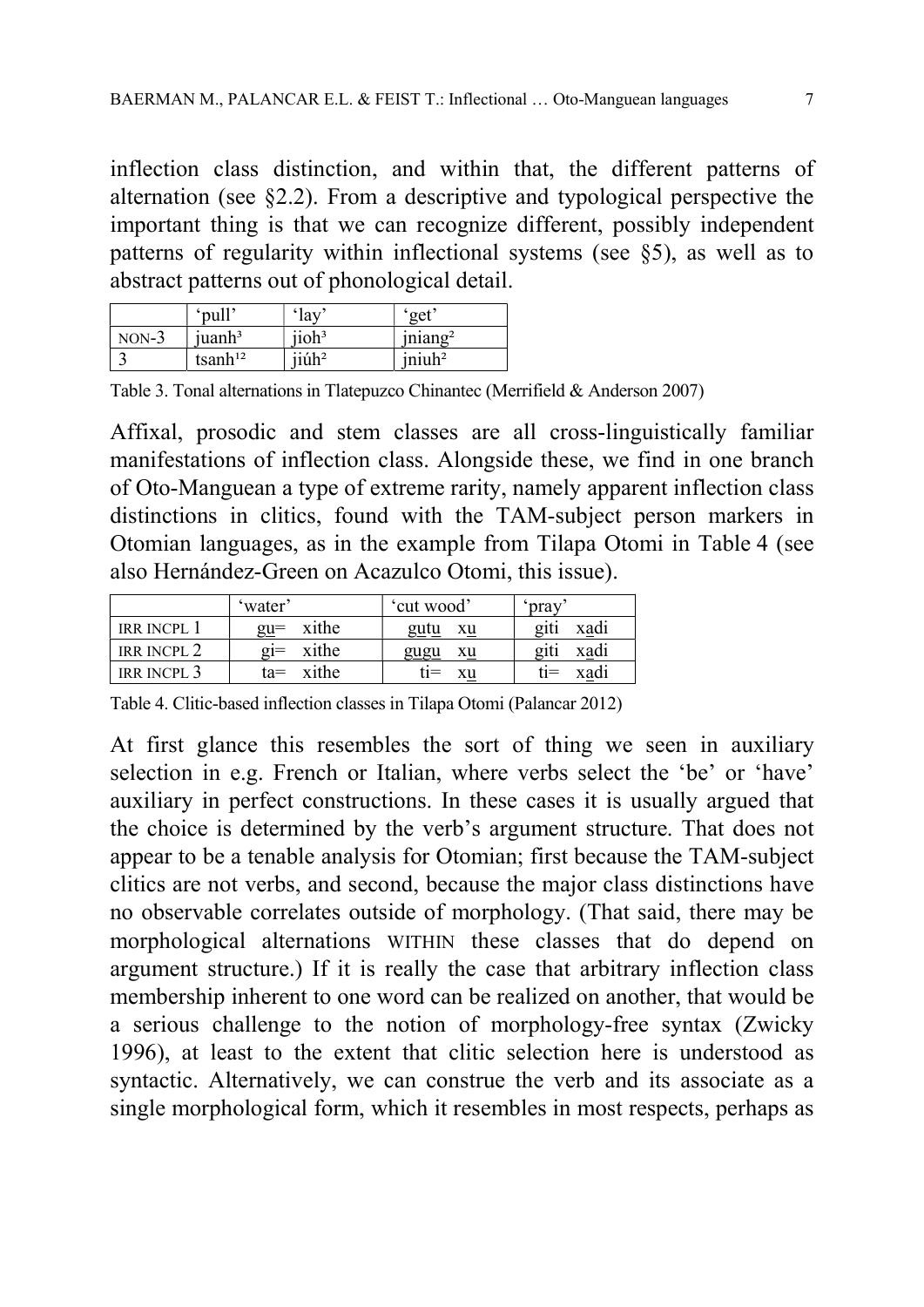inflection class distinction, and within that, the different patterns of alternation (see §2.2). From a descriptive and typological perspective the important thing is that we can recognize different, possibly independent patterns of regularity within inflectional systems (see §5), as well as to abstract patterns out of phonological detail.

| | 'pull' | 'lay' | 'get' |
|---|---|---|---|
| NON-3 | juanh³ | jioh³ | jniang² |
| 3 | tsanh¹² | jiúh² | jniuh² |

Table 3. Tonal alternations in Tlatepuzco Chinantec (Merrifield & Anderson 2007)

Affixal, prosodic and stem classes are all cross-linguistically familiar manifestations of inflection class. Alongside these, we find in one branch of Oto-Manguean a type of extreme rarity, namely apparent inflection class distinctions in clitics, found with the TAM-subject person markers in Otomian languages, as in the example from Tilapa Otomi in Table 4 (see also Hernández-Green on Acazulco Otomi, this issue).

| | 'water' | 'cut wood' | 'pray' |
|---|---|---|---|
| IRR INCPL 1 | gu̲= xithe | gutu̲ xu̲ | giti xa̲di |
| IRR INCPL 2 | gi= xithe | gugu xu̲ | giti xa̲di |
| IRR INCPL 3 | ta= xithe | ti= xu̲ | ti= xa̲di |

Table 4. Clitic-based inflection classes in Tilapa Otomi (Palancar 2012)

At first glance this resembles the sort of thing we seen in auxiliary selection in e.g. French or Italian, where verbs select the 'be' or 'have' auxiliary in perfect constructions. In these cases it is usually argued that the choice is determined by the verb's argument structure. That does not appear to be a tenable analysis for Otomian; first because the TAM-subject clitics are not verbs, and second, because the major class distinctions have no observable correlates outside of morphology. (That said, there may be morphological alternations WITHIN these classes that do depend on argument structure.) If it is really the case that arbitrary inflection class membership inherent to one word can be realized on another, that would be a serious challenge to the notion of morphology-free syntax (Zwicky 1996), at least to the extent that clitic selection here is understood as syntactic. Alternatively, we can construe the verb and its associate as a single morphological form, which it resembles in most respects, perhaps as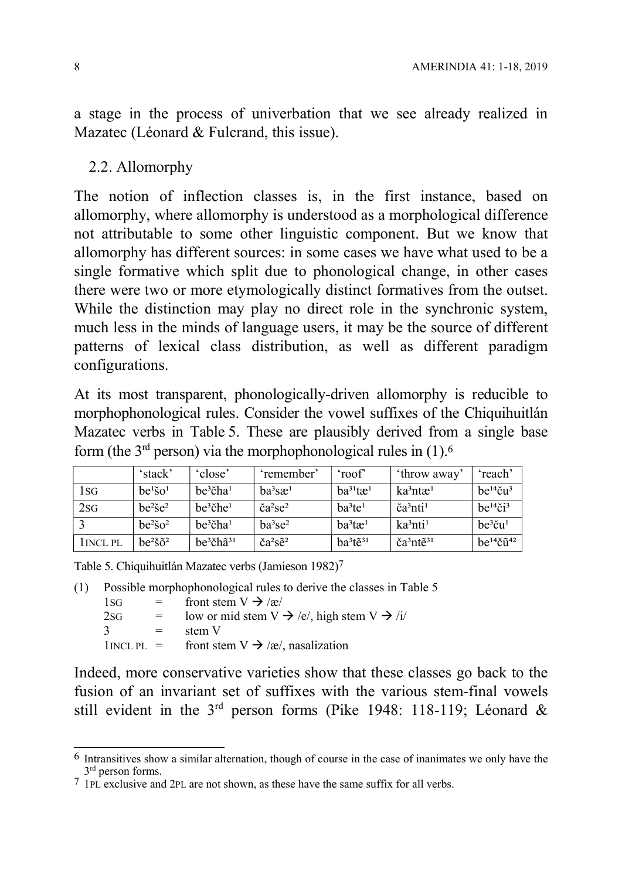a stage in the process of univerbation that we see already realized in Mazatec (Léonard & Fulcrand, this issue).

## 2.2. Allomorphy

The notion of inflection classes is, in the first instance, based on allomorphy, where allomorphy is understood as a morphological difference not attributable to some other linguistic component. But we know that allomorphy has different sources: in some cases we have what used to be a single formative which split due to phonological change, in other cases there were two or more etymologically distinct formatives from the outset. While the distinction may play no direct role in the synchronic system, much less in the minds of language users, it may be the source of different patterns of lexical class distribution, as well as different paradigm configurations.

At its most transparent, phonologically-driven allomorphy is reducible to morphophonological rules. Consider the vowel suffixes of the Chiquihuitlán Mazatec verbs in Table 5. These are plausibly derived from a single base form (the 3$^{rd}$ person) via the morphophonological rules in (1).[6]

| | 'stack' | 'close' | 'remember' | 'roof' | 'throw away' | 'reach' |
|---|---|---|---|---|---|---|
| 1SG | be$^{1}$šo$^{1}$ | be$^{3}$čha$^{1}$ | ba$^{3}$sæ$^{1}$ | ba$^{31}$tæ$^{1}$ | ka$^{3}$ntæ$^{1}$ | be$^{14}$ču$^{3}$ |
| 2SG | be$^{2}$še$^{2}$ | be$^{3}$čhe$^{1}$ | ča$^{2}$se$^{2}$ | ba$^{3}$te$^{1}$ | ča$^{3}$nti$^{1}$ | be$^{14}$či$^{3}$ |
| 3 | be$^{2}$šo$^{2}$ | be$^{3}$čha$^{1}$ | ba$^{3}$se$^{2}$ | ba$^{3}$tæ$^{1}$ | ka$^{3}$nti$^{1}$ | be$^{3}$ču$^{1}$ |
| 1INCL PL | be$^{2}$šõ$^{2}$ | be$^{3}$čhã$^{31}$ | ča$^{2}$sẽ$^{2}$ | ba$^{3}$tẽ$^{31}$ | ča$^{3}$ntẽ$^{31}$ | be$^{14}$čũ$^{42}$ |

Table 5. Chiquihuitlán Mazatec verbs (Jamieson 1982)[7]

(1) Possible morphophonological rules to derive the classes in Table 5

- 1SG = front stem V → /æ/
- 2SG = low or mid stem V → /e/, high stem V → /i/
- 3 = stem V
- 1INCL PL = front stem V → /æ/, nasalization

Indeed, more conservative varieties show that these classes go back to the fusion of an invariant set of suffixes with the various stem-final vowels still evident in the 3$^{rd}$ person forms (Pike 1948: 118-119; Léonard &

---

[6] Intransitives show a similar alternation, though of course in the case of inanimates we only have the 3$^{rd}$ person forms.

[7] 1PL exclusive and 2PL are not shown, as these have the same suffix for all verbs.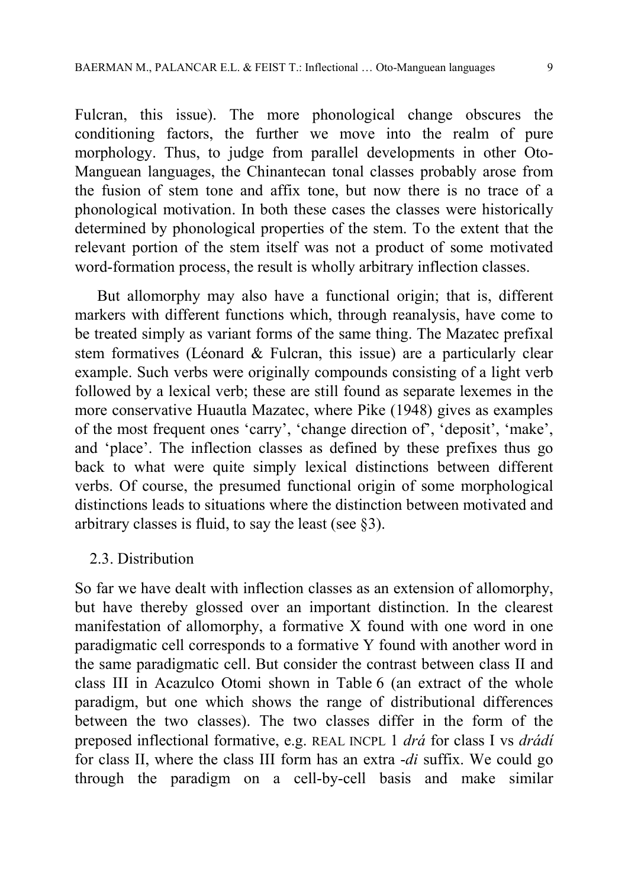Fulcran, this issue). The more phonological change obscures the conditioning factors, the further we move into the realm of pure morphology. Thus, to judge from parallel developments in other Oto-Manguean languages, the Chinantecan tonal classes probably arose from the fusion of stem tone and affix tone, but now there is no trace of a phonological motivation. In both these cases the classes were historically determined by phonological properties of the stem. To the extent that the relevant portion of the stem itself was not a product of some motivated word-formation process, the result is wholly arbitrary inflection classes.

But allomorphy may also have a functional origin; that is, different markers with different functions which, through reanalysis, have come to be treated simply as variant forms of the same thing. The Mazatec prefixal stem formatives (Léonard & Fulcran, this issue) are a particularly clear example. Such verbs were originally compounds consisting of a light verb followed by a lexical verb; these are still found as separate lexemes in the more conservative Huautla Mazatec, where Pike (1948) gives as examples of the most frequent ones 'carry', 'change direction of', 'deposit', 'make', and 'place'. The inflection classes as defined by these prefixes thus go back to what were quite simply lexical distinctions between different verbs. Of course, the presumed functional origin of some morphological distinctions leads to situations where the distinction between motivated and arbitrary classes is fluid, to say the least (see §3).

## 2.3. Distribution

So far we have dealt with inflection classes as an extension of allomorphy, but have thereby glossed over an important distinction. In the clearest manifestation of allomorphy, a formative X found with one word in one paradigmatic cell corresponds to a formative Y found with another word in the same paradigmatic cell. But consider the contrast between class II and class III in Acazulco Otomi shown in Table 6 (an extract of the whole paradigm, but one which shows the range of distributional differences between the two classes). The two classes differ in the form of the preposed inflectional formative, e.g. REAL INCPL 1 *drá* for class I vs *drádí* for class II, where the class III form has an extra *-di* suffix. We could go through the paradigm on a cell-by-cell basis and make similar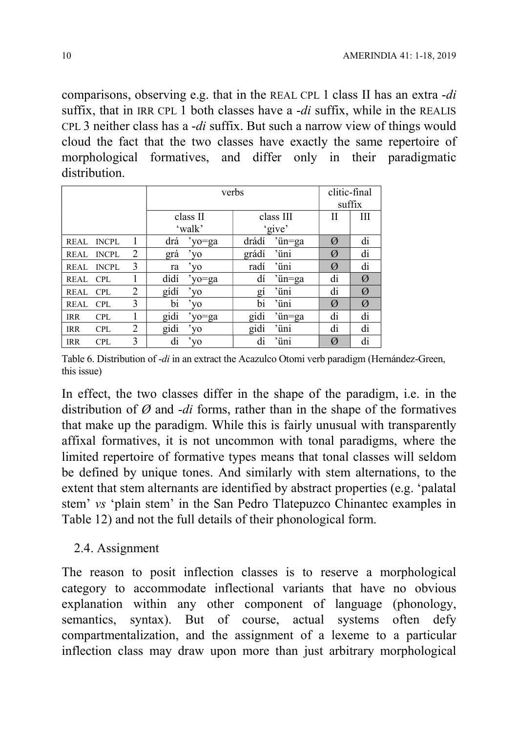comparisons, observing e.g. that in the REAL CPL 1 class II has an extra *-di* suffix, that in IRR CPL 1 both classes have a *-di* suffix, while in the REALIS CPL 3 neither class has a *-di* suffix. But such a narrow view of things would cloud the fact that the two classes have exactly the same repertoire of morphological formatives, and differ only in their paradigmatic distribution.

| | | | verbs | | clitic-final suffix | |
|---|---|---|---|---|---|---|
| | | | class II 'walk' | class III 'give' | II | III |
| REAL | INCPL | 1 | drá 'yo=ga | drádí 'ün=ga | Ø | di |
| REAL | INCPL | 2 | grá 'yo | grádí 'üni | Ø | di |
| REAL | INCPL | 3 | ra 'yo | radí 'üni | Ø | di |
| REAL | CPL | 1 | dídí 'yo=ga | dí 'ün=ga | di | Ø |
| REAL | CPL | 2 | gídí 'yo | gí 'üni | di | Ø |
| REAL | CPL | 3 | bi 'yo | bi 'üni | Ø | Ø |
| IRR | CPL | 1 | gidi 'yo=ga | gidi 'ün=ga | di | di |
| IRR | CPL | 2 | gidi 'yo | gidi 'üni | di | di |
| IRR | CPL | 3 | di 'yo | di 'üni | Ø | di |

Table 6. Distribution of *-di* in an extract the Acazulco Otomi verb paradigm (Hernández-Green, this issue)

In effect, the two classes differ in the shape of the paradigm, i.e. in the distribution of *Ø* and *-di* forms, rather than in the shape of the formatives that make up the paradigm. While this is fairly unusual with transparently affixal formatives, it is not uncommon with tonal paradigms, where the limited repertoire of formative types means that tonal classes will seldom be defined by unique tones. And similarly with stem alternations, to the extent that stem alternants are identified by abstract properties (e.g. 'palatal stem' *vs* 'plain stem' in the San Pedro Tlatepuzco Chinantec examples in Table 12) and not the full details of their phonological form.

## 2.4. Assignment

The reason to posit inflection classes is to reserve a morphological category to accommodate inflectional variants that have no obvious explanation within any other component of language (phonology, semantics, syntax). But of course, actual systems often defy compartmentalization, and the assignment of a lexeme to a particular inflection class may draw upon more than just arbitrary morphological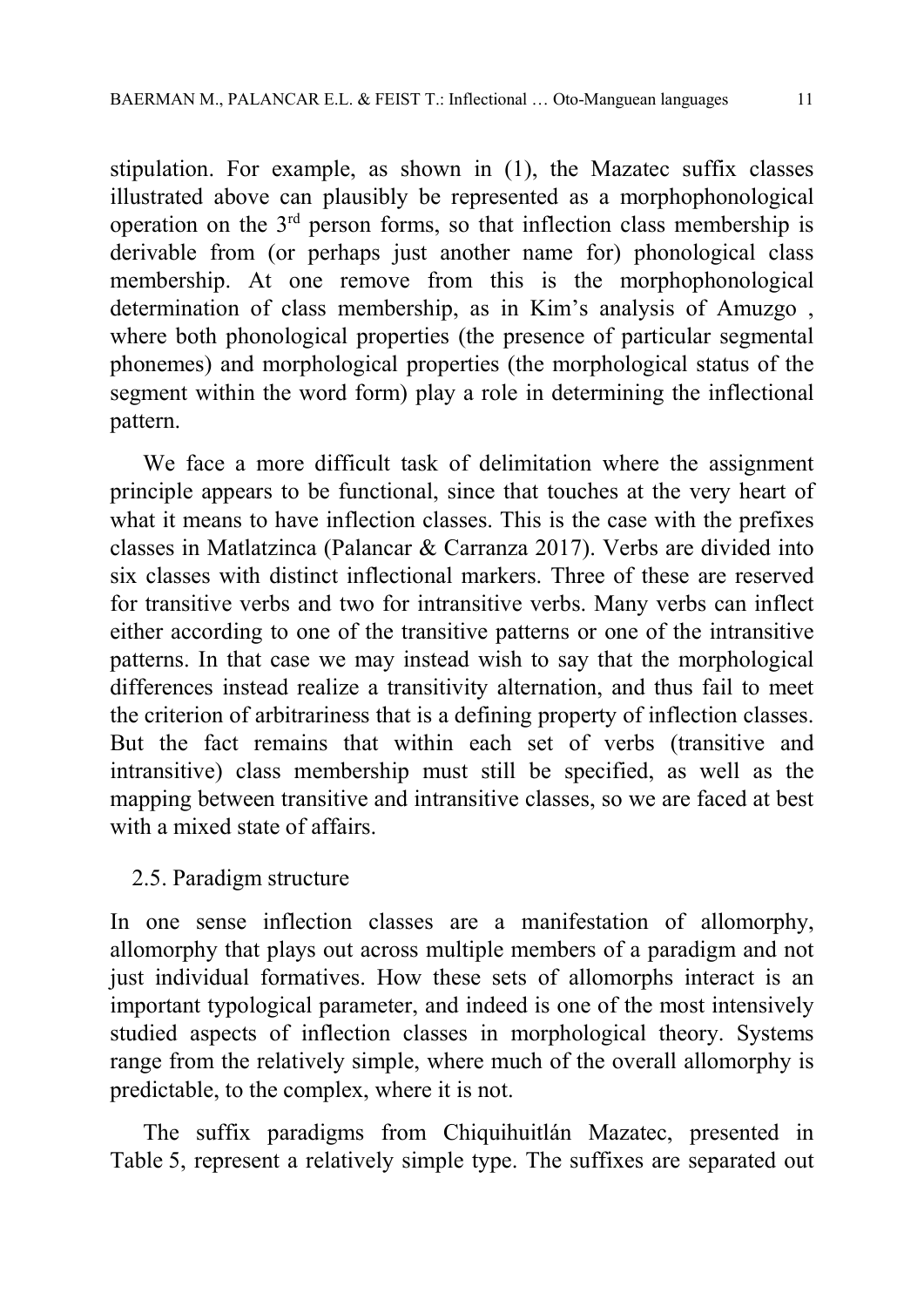stipulation. For example, as shown in (1), the Mazatec suffix classes illustrated above can plausibly be represented as a morphophonological operation on the 3rd person forms, so that inflection class membership is derivable from (or perhaps just another name for) phonological class membership. At one remove from this is the morphophonological determination of class membership, as in Kim's analysis of Amuzgo , where both phonological properties (the presence of particular segmental phonemes) and morphological properties (the morphological status of the segment within the word form) play a role in determining the inflectional pattern.

We face a more difficult task of delimitation where the assignment principle appears to be functional, since that touches at the very heart of what it means to have inflection classes. This is the case with the prefixes classes in Matlatzinca (Palancar & Carranza 2017). Verbs are divided into six classes with distinct inflectional markers. Three of these are reserved for transitive verbs and two for intransitive verbs. Many verbs can inflect either according to one of the transitive patterns or one of the intransitive patterns. In that case we may instead wish to say that the morphological differences instead realize a transitivity alternation, and thus fail to meet the criterion of arbitrariness that is a defining property of inflection classes. But the fact remains that within each set of verbs (transitive and intransitive) class membership must still be specified, as well as the mapping between transitive and intransitive classes, so we are faced at best with a mixed state of affairs.

## 2.5. Paradigm structure

In one sense inflection classes are a manifestation of allomorphy, allomorphy that plays out across multiple members of a paradigm and not just individual formatives. How these sets of allomorphs interact is an important typological parameter, and indeed is one of the most intensively studied aspects of inflection classes in morphological theory. Systems range from the relatively simple, where much of the overall allomorphy is predictable, to the complex, where it is not.

The suffix paradigms from Chiquihuitlán Mazatec, presented in Table 5, represent a relatively simple type. The suffixes are separated out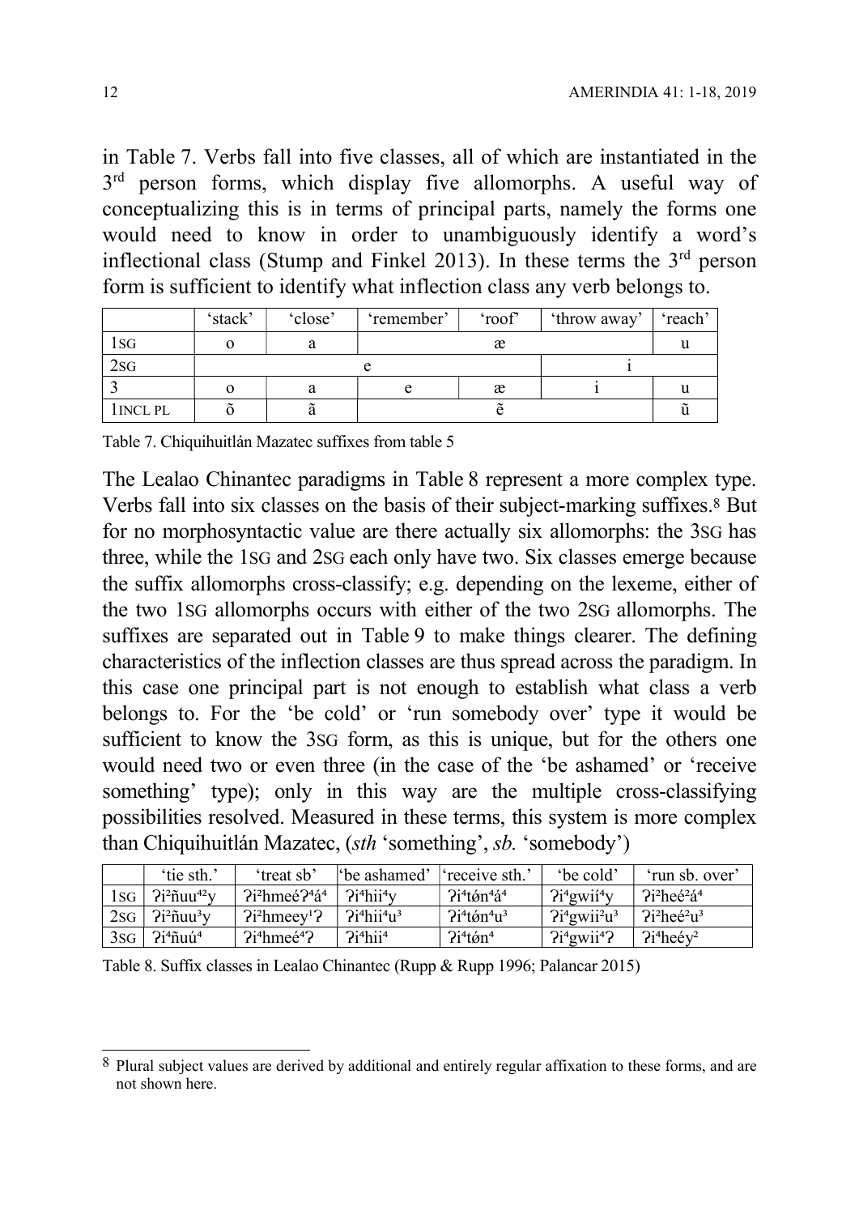in Table 7. Verbs fall into five classes, all of which are instantiated in the 3rd person forms, which display five allomorphs. A useful way of conceptualizing this is in terms of principal parts, namely the forms one would need to know in order to unambiguously identify a word's inflectional class (Stump and Finkel 2013). In these terms the 3rd person form is sufficient to identify what inflection class any verb belongs to.

| | 'stack' | 'close' | 'remember' | 'roof' | 'throw away' | 'reach' |
|---|---|---|---|---|---|---|
| 1SG | o | a | æ | | | u |
| 2SG | e | | | | i | |
| 3 | o | a | e | æ | i | u |
| 1INCL PL | õ | ã | ẽ | | | ũ |

Table 7. Chiquihuitlán Mazatec suffixes from table 5

The Lealao Chinantec paradigms in Table 8 represent a more complex type. Verbs fall into six classes on the basis of their subject-marking suffixes.[8] But for no morphosyntactic value are there actually six allomorphs: the 3SG has three, while the 1SG and 2SG each only have two. Six classes emerge because the suffix allomorphs cross-classify; e.g. depending on the lexeme, either of the two 1SG allomorphs occurs with either of the two 2SG allomorphs. The suffixes are separated out in Table 9 to make things clearer. The defining characteristics of the inflection classes are thus spread across the paradigm. In this case one principal part is not enough to establish what class a verb belongs to. For the 'be cold' or 'run somebody over' type it would be sufficient to know the 3SG form, as this is unique, but for the others one would need two or even three (in the case of the 'be ashamed' or 'receive something' type); only in this way are the multiple cross-classifying possibilities resolved. Measured in these terms, this system is more complex than Chiquihuitlán Mazatec, (*sth* 'something', *sb.* 'somebody')

| | 'tie sth.' | 'treat sb' | 'be ashamed' | 'receive sth.' | 'be cold' | 'run sb. over' |
|---|---|---|---|---|---|---|
| 1SG | ʔi²ñuu⁴²y | ʔi²hmeéʔ⁴á⁴ | ʔi⁴hii⁴y | ʔi⁴tə́n⁴á⁴ | ʔi⁴gwií⁴y | ʔi²heé²á⁴ |
| 2SG | ʔi²ñuu³y | ʔi²hmeey¹ʔ | ʔi⁴hii⁴u³ | ʔi⁴tə́n⁴u³ | ʔi⁴gwii²u³ | ʔi²heé²u³ |
| 3SG | ʔi⁴ñuú⁴ | ʔi⁴hmeé⁴ʔ | ʔi⁴hii⁴ | ʔi⁴tə́n⁴ | ʔi⁴gwii⁴ʔ | ʔi⁴heéy² |

Table 8. Suffix classes in Lealao Chinantec (Rupp & Rupp 1996; Palancar 2015)

[8] Plural subject values are derived by additional and entirely regular affixation to these forms, and are not shown here.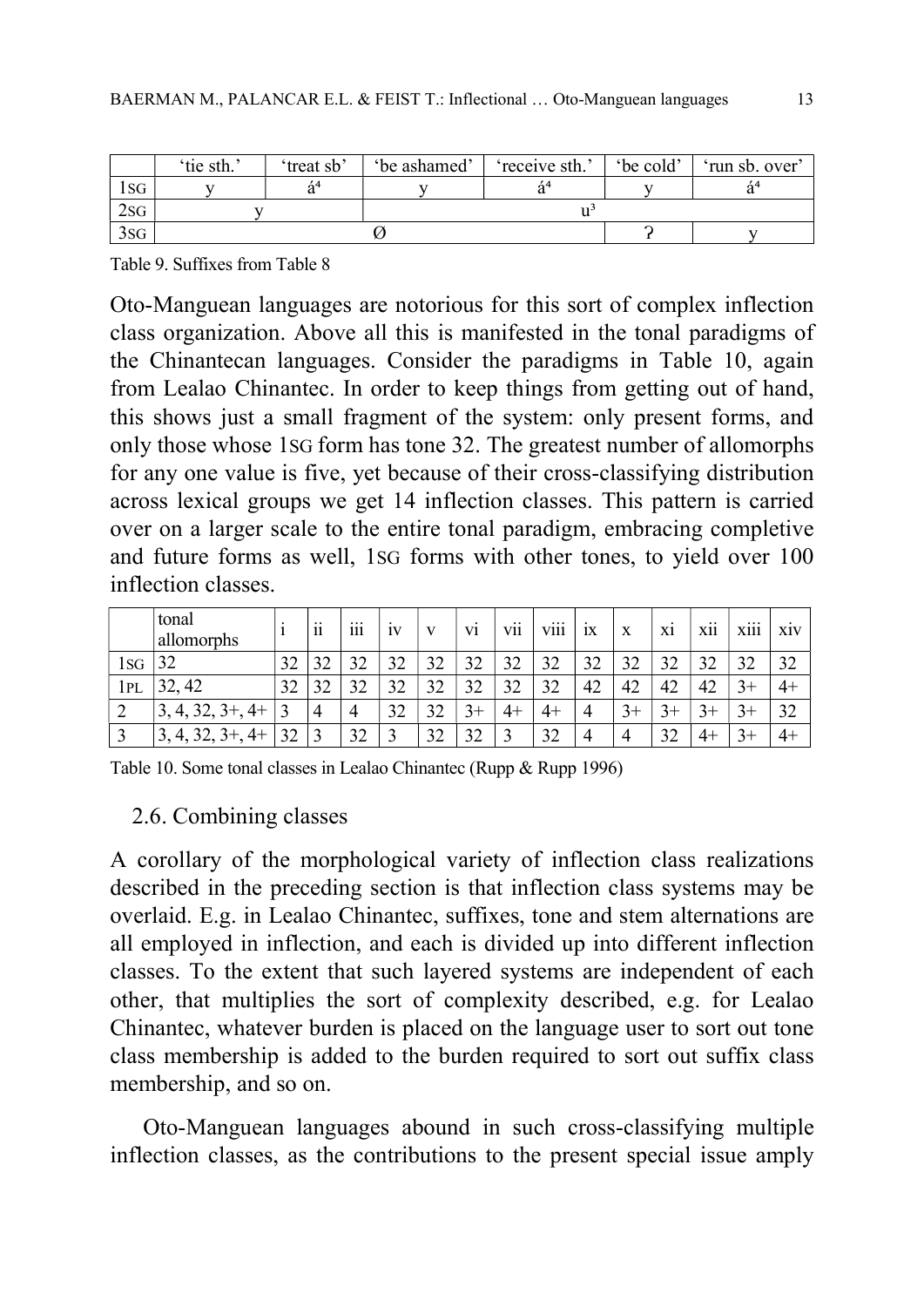|  | 'tie sth.' | 'treat sb' | 'be ashamed' | 'receive sth.' | 'be cold' | 'run sb. over' |
| --- | --- | --- | --- | --- | --- | --- |
| 1SG | y | á⁴ | y | á⁴ | y | á⁴ |
| 2SG | y |  | u³ |  |  |  |
| 3SG | Ø |  |  |  | ʔ | y |

Table 9. Suffixes from Table 8

Oto-Manguean languages are notorious for this sort of complex inflection class organization. Above all this is manifested in the tonal paradigms of the Chinantecan languages. Consider the paradigms in Table 10, again from Lealao Chinantec. In order to keep things from getting out of hand, this shows just a small fragment of the system: only present forms, and only those whose 1SG form has tone 32. The greatest number of allomorphs for any one value is five, yet because of their cross-classifying distribution across lexical groups we get 14 inflection classes. This pattern is carried over on a larger scale to the entire tonal paradigm, embracing completive and future forms as well, 1SG forms with other tones, to yield over 100 inflection classes.

|  | tonal allomorphs | i | ii | iii | iv | v | vi | vii | viii | ix | x | xi | xii | xiii | xiv |
| --- | --- | --- | --- | --- | --- | --- | --- | --- | --- | --- | --- | --- | --- | --- | --- |
| 1SG | 32 | 32 | 32 | 32 | 32 | 32 | 32 | 32 | 32 | 32 | 32 | 32 | 32 | 32 | 32 |
| 1PL | 32, 42 | 32 | 32 | 32 | 32 | 32 | 32 | 32 | 32 | 42 | 42 | 42 | 42 | 3+ | 4+ |
| 2 | 3, 4, 32, 3+, 4+ | 3 | 4 | 4 | 32 | 32 | 3+ | 4+ | 4+ | 4 | 3+ | 3+ | 3+ | 3+ | 32 |
| 3 | 3, 4, 32, 3+, 4+ | 32 | 3 | 32 | 3 | 32 | 32 | 3 | 32 | 4 | 4 | 32 | 4+ | 3+ | 4+ |

Table 10. Some tonal classes in Lealao Chinantec (Rupp & Rupp 1996)

## 2.6. Combining classes

A corollary of the morphological variety of inflection class realizations described in the preceding section is that inflection class systems may be overlaid. E.g. in Lealao Chinantec, suffixes, tone and stem alternations are all employed in inflection, and each is divided up into different inflection classes. To the extent that such layered systems are independent of each other, that multiplies the sort of complexity described, e.g. for Lealao Chinantec, whatever burden is placed on the language user to sort out tone class membership is added to the burden required to sort out suffix class membership, and so on.

Oto-Manguean languages abound in such cross-classifying multiple inflection classes, as the contributions to the present special issue amply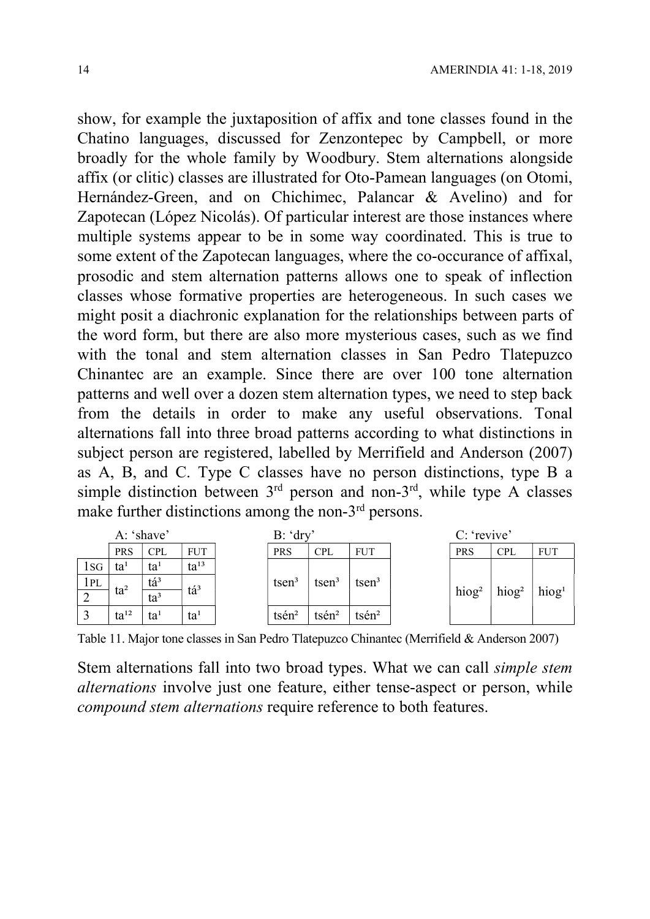show, for example the juxtaposition of affix and tone classes found in the Chatino languages, discussed for Zenzontepec by Campbell, or more broadly for the whole family by Woodbury. Stem alternations alongside affix (or clitic) classes are illustrated for Oto-Pamean languages (on Otomi, Hernández-Green, and on Chichimec, Palancar & Avelino) and for Zapotecan (López Nicolás). Of particular interest are those instances where multiple systems appear to be in some way coordinated. This is true to some extent of the Zapotecan languages, where the co-occurance of affixal, prosodic and stem alternation patterns allows one to speak of inflection classes whose formative properties are heterogeneous. In such cases we might posit a diachronic explanation for the relationships between parts of the word form, but there are also more mysterious cases, such as we find with the tonal and stem alternation classes in San Pedro Tlatepuzco Chinantec are an example. Since there are over 100 tone alternation patterns and well over a dozen stem alternation types, we need to step back from the details in order to make any useful observations. Tonal alternations fall into three broad patterns according to what distinctions in subject person are registered, labelled by Merrifield and Anderson (2007) as A, B, and C. Type C classes have no person distinctions, type B a simple distinction between 3rd person and non-3rd, while type A classes make further distinctions among the non-3rd persons.

A: 'shave'

| | PRS | CPL | FUT |
|---|---|---|---|
| 1SG | ta¹ | ta¹ | ta¹³ |
| 1PL | ta² | tá³ | tá³ |
| 2 | | ta³ | |
| 3 | ta¹² | ta¹ | ta¹ |

B: 'dry'

| PRS | CPL | FUT |
|---|---|---|
| tsen³ | tsen³ | tsen³ |
| tsén² | tsén² | tsén² |

C: 'revive'

| PRS | CPL | FUT |
|---|---|---|
| hiog² | hiog² | hiog¹ |

Table 11. Major tone classes in San Pedro Tlatepuzco Chinantec (Merrifield & Anderson 2007)

Stem alternations fall into two broad types. What we can call *simple stem alternations* involve just one feature, either tense-aspect or person, while *compound stem alternations* require reference to both features.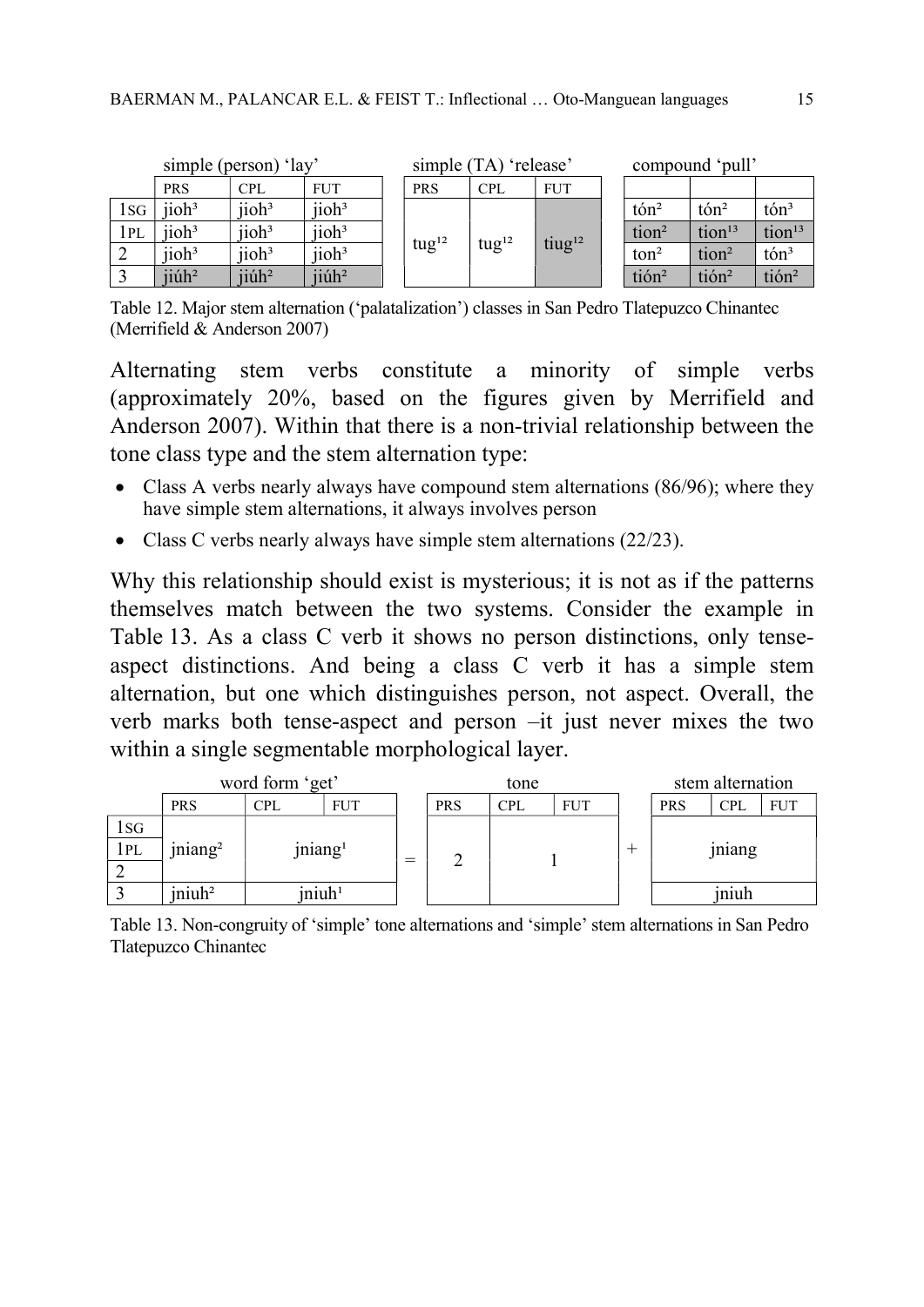| | simple (person) 'lay' | | | | simple (TA) 'release' | | | | compound 'pull' | | |
|---|---|---|---|---|---|---|---|---|---|---|---|
| | PRS | CPL | FUT | | PRS | CPL | FUT | | | | |
| 1SG | jioh³ | jioh³ | jioh³ | | tug¹² | tug¹² | tiug¹² | | tón² | tón² | tón³ |
| 1PL | jioh³ | jioh³ | jioh³ | | | | | | tion² | tion¹³ | tion¹³ |
| 2 | jioh³ | jioh³ | jioh³ | | | | | | ton² | tion² | tón³ |
| 3 | jiúh² | jiúh² | jiúh² | | | | | | tión² | tión² | tión² |

Table 12. Major stem alternation ('palatalization') classes in San Pedro Tlatepuzco Chinantec (Merrifield & Anderson 2007)

Alternating stem verbs constitute a minority of simple verbs (approximately 20%, based on the figures given by Merrifield and Anderson 2007). Within that there is a non-trivial relationship between the tone class type and the stem alternation type:

- Class A verbs nearly always have compound stem alternations (86/96); where they have simple stem alternations, it always involves person
- Class C verbs nearly always have simple stem alternations (22/23).

Why this relationship should exist is mysterious; it is not as if the patterns themselves match between the two systems. Consider the example in Table 13. As a class C verb it shows no person distinctions, only tense-aspect distinctions. And being a class C verb it has a simple stem alternation, but one which distinguishes person, not aspect. Overall, the verb marks both tense-aspect and person –it just never mixes the two within a single segmentable morphological layer.

| | word form 'get' | | | | tone | | | | stem alternation | | |
|---|---|---|---|---|---|---|---|---|---|---|---|
| | PRS | CPL | FUT | | PRS | CPL | FUT | | PRS | CPL | FUT |
| 1SG | jniang² | jniang¹ | | = | 2 | 1 | | + | jniang | | |
| 1PL | | | | | | | | | | | |
| 2 | | | | | | | | | | | |
| 3 | jniuh² | jniuh¹ | | | | | | | jniuh | | |

Table 13. Non-congruity of 'simple' tone alternations and 'simple' stem alternations in San Pedro Tlatepuzco Chinantec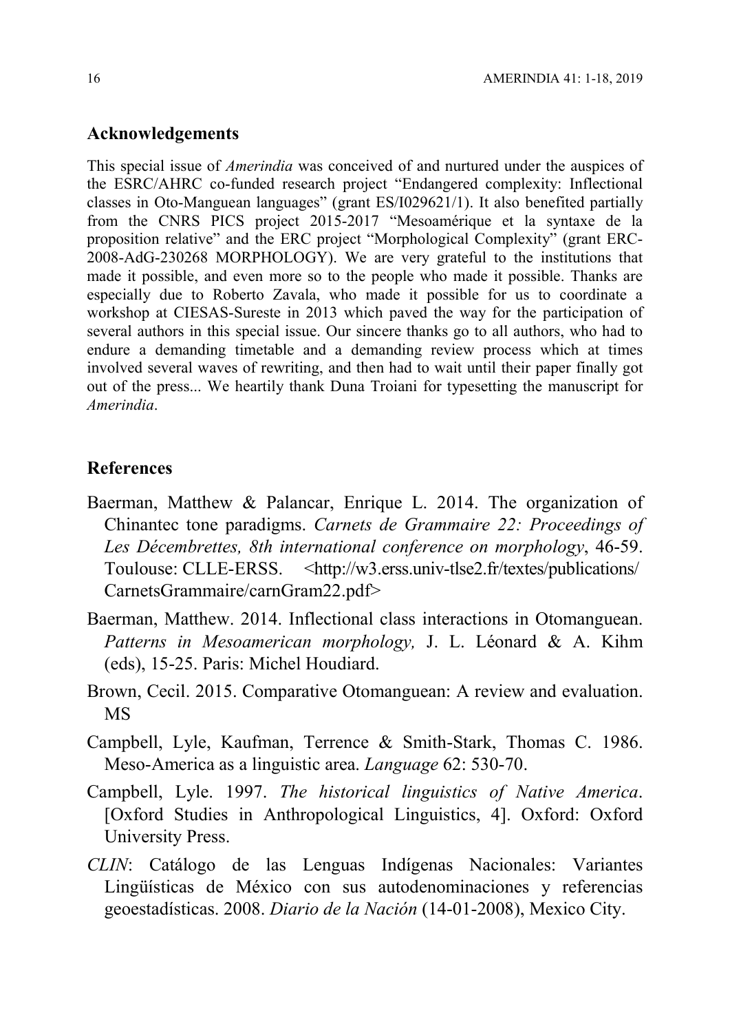## Acknowledgements

This special issue of *Amerindia* was conceived of and nurtured under the auspices of the ESRC/AHRC co-funded research project "Endangered complexity: Inflectional classes in Oto-Manguean languages" (grant ES/I029621/1). It also benefited partially from the CNRS PICS project 2015-2017 "Mesoamérique et la syntaxe de la proposition relative" and the ERC project "Morphological Complexity" (grant ERC-2008-AdG-230268 MORPHOLOGY). We are very grateful to the institutions that made it possible, and even more so to the people who made it possible. Thanks are especially due to Roberto Zavala, who made it possible for us to coordinate a workshop at CIESAS-Sureste in 2013 which paved the way for the participation of several authors in this special issue. Our sincere thanks go to all authors, who had to endure a demanding timetable and a demanding review process which at times involved several waves of rewriting, and then had to wait until their paper finally got out of the press... We heartily thank Duna Troiani for typesetting the manuscript for *Amerindia*.

## References

Baerman, Matthew & Palancar, Enrique L. 2014. The organization of Chinantec tone paradigms. *Carnets de Grammaire 22: Proceedings of Les Décembrettes, 8th international conference on morphology*, 46-59. Toulouse: CLLE-ERSS. <http://w3.erss.univ-tlse2.fr/textes/publications/CarnetsGrammaire/carnGram22.pdf>

Baerman, Matthew. 2014. Inflectional class interactions in Otomanguean. *Patterns in Mesoamerican morphology,* J. L. Léonard & A. Kihm (eds), 15-25. Paris: Michel Houdiard.

Brown, Cecil. 2015. Comparative Otomanguean: A review and evaluation. MS

Campbell, Lyle, Kaufman, Terrence & Smith-Stark, Thomas C. 1986. Meso-America as a linguistic area. *Language* 62: 530-70.

Campbell, Lyle. 1997. *The historical linguistics of Native America*. [Oxford Studies in Anthropological Linguistics, 4]. Oxford: Oxford University Press.

*CLIN*: Catálogo de las Lenguas Indígenas Nacionales: Variantes Lingüísticas de México con sus autodenominaciones y referencias geoestadísticas. 2008. *Diario de la Nación* (14-01-2008), Mexico City.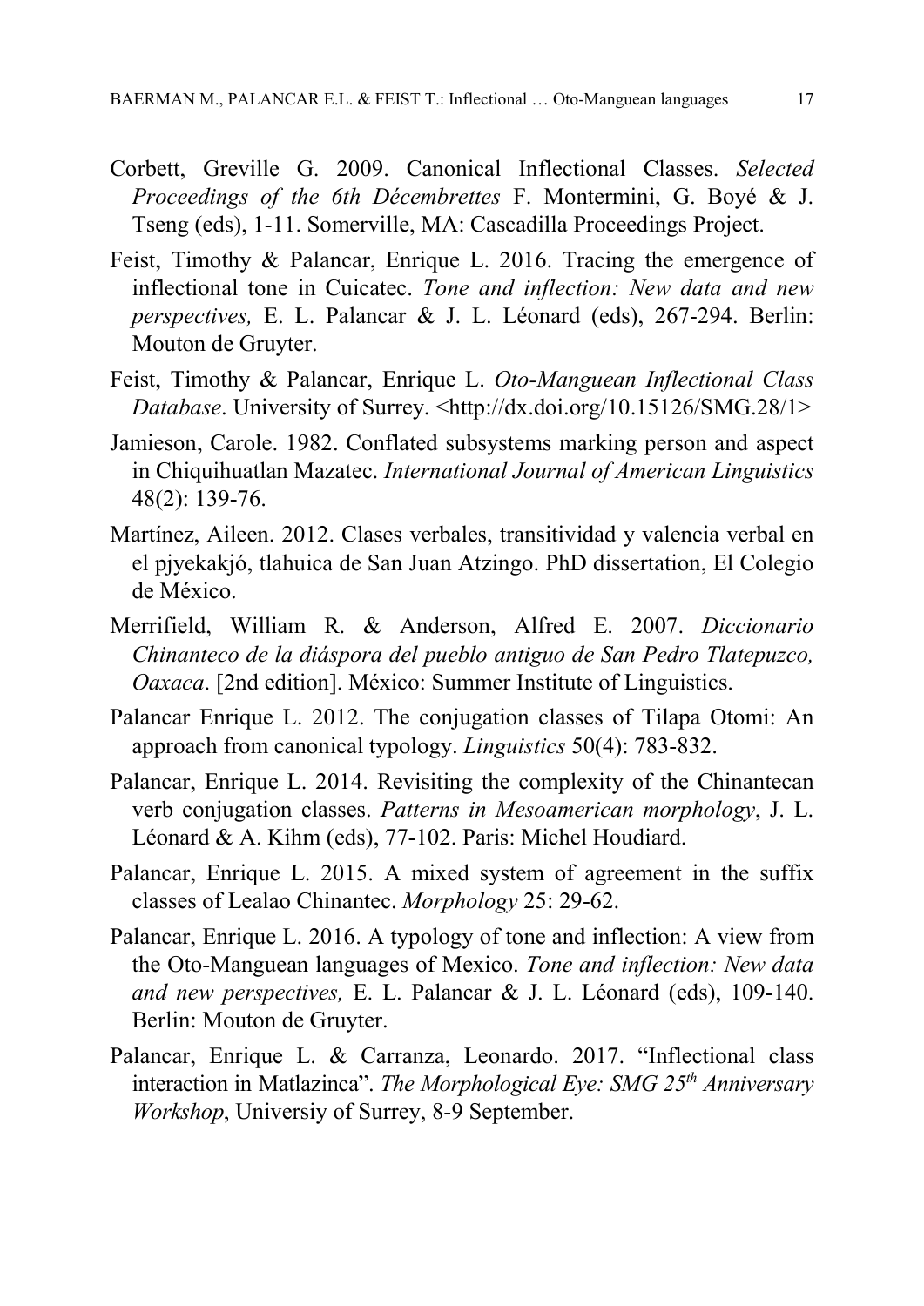Corbett, Greville G. 2009. Canonical Inflectional Classes. *Selected Proceedings of the 6th Décembrettes* F. Montermini, G. Boyé & J. Tseng (eds), 1-11. Somerville, MA: Cascadilla Proceedings Project.

Feist, Timothy & Palancar, Enrique L. 2016. Tracing the emergence of inflectional tone in Cuicatec. *Tone and inflection: New data and new perspectives,* E. L. Palancar & J. L. Léonard (eds), 267-294. Berlin: Mouton de Gruyter.

Feist, Timothy & Palancar, Enrique L. *Oto-Manguean Inflectional Class Database*. University of Surrey. <http://dx.doi.org/10.15126/SMG.28/1>

Jamieson, Carole. 1982. Conflated subsystems marking person and aspect in Chiquihuatlan Mazatec. *International Journal of American Linguistics* 48(2): 139-76.

Martínez, Aileen. 2012. Clases verbales, transitividad y valencia verbal en el pjyekakjó, tlahuica de San Juan Atzingo. PhD dissertation, El Colegio de México.

Merrifield, William R. & Anderson, Alfred E. 2007. *Diccionario Chinanteco de la diáspora del pueblo antiguo de San Pedro Tlatepuzco, Oaxaca*. [2nd edition]. México: Summer Institute of Linguistics.

Palancar Enrique L. 2012. The conjugation classes of Tilapa Otomi: An approach from canonical typology. *Linguistics* 50(4): 783-832.

Palancar, Enrique L. 2014. Revisiting the complexity of the Chinantecan verb conjugation classes. *Patterns in Mesoamerican morphology*, J. L. Léonard & A. Kihm (eds), 77-102. Paris: Michel Houdiard.

Palancar, Enrique L. 2015. A mixed system of agreement in the suffix classes of Lealao Chinantec. *Morphology* 25: 29-62.

Palancar, Enrique L. 2016. A typology of tone and inflection: A view from the Oto-Manguean languages of Mexico. *Tone and inflection: New data and new perspectives,* E. L. Palancar & J. L. Léonard (eds), 109-140. Berlin: Mouton de Gruyter.

Palancar, Enrique L. & Carranza, Leonardo. 2017. "Inflectional class interaction in Matlazinca". *The Morphological Eye: SMG 25th Anniversary Workshop*, Universiy of Surrey, 8-9 September.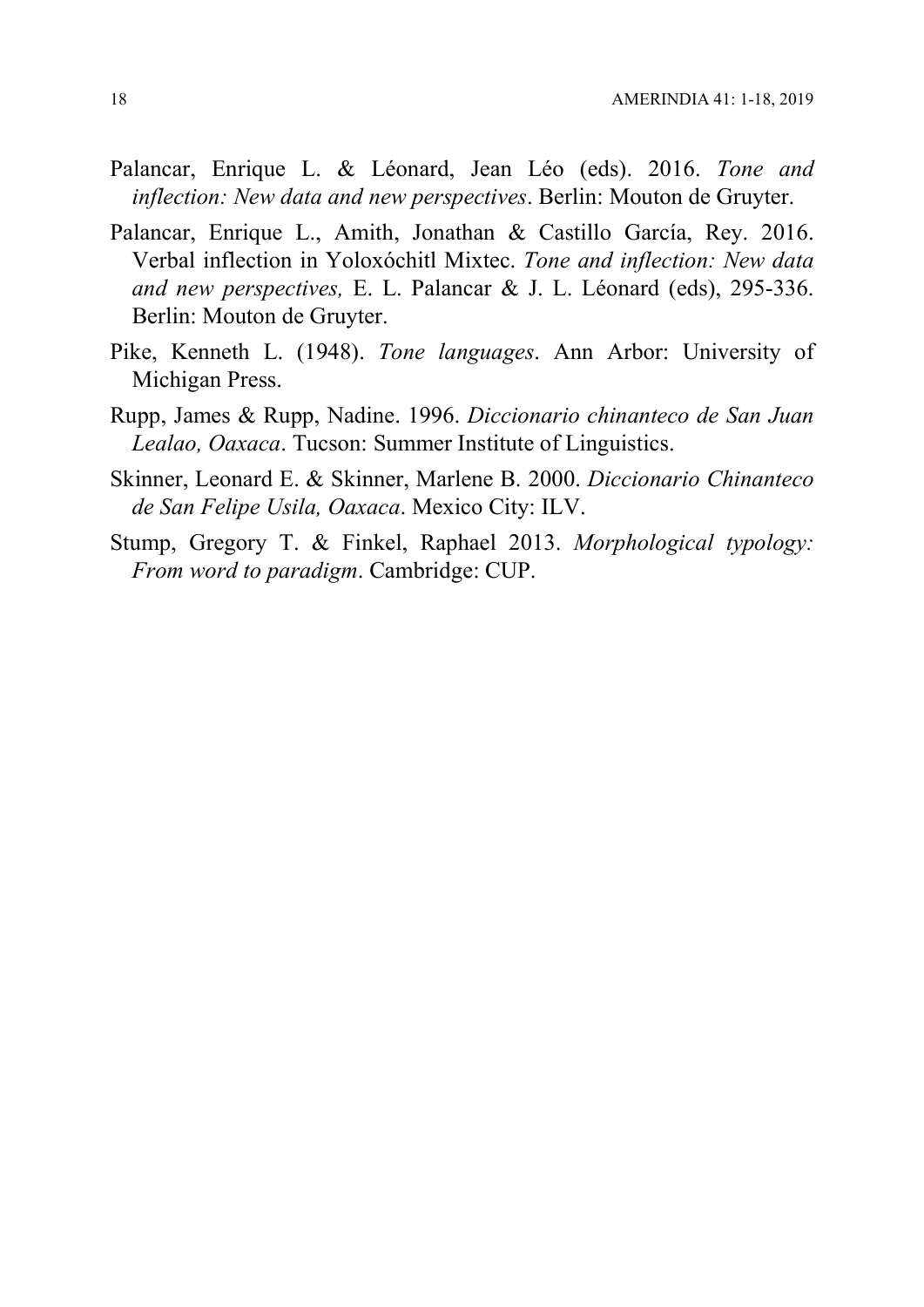Palancar, Enrique L. & Léonard, Jean Léo (eds). 2016. *Tone and inflection: New data and new perspectives*. Berlin: Mouton de Gruyter.

Palancar, Enrique L., Amith, Jonathan & Castillo García, Rey. 2016. Verbal inflection in Yoloxóchitl Mixtec. *Tone and inflection: New data and new perspectives,* E. L. Palancar & J. L. Léonard (eds), 295-336. Berlin: Mouton de Gruyter.

Pike, Kenneth L. (1948). *Tone languages*. Ann Arbor: University of Michigan Press.

Rupp, James & Rupp, Nadine. 1996. *Diccionario chinanteco de San Juan Lealao, Oaxaca*. Tucson: Summer Institute of Linguistics.

Skinner, Leonard E. & Skinner, Marlene B. 2000. *Diccionario Chinanteco de San Felipe Usila, Oaxaca*. Mexico City: ILV.

Stump, Gregory T. & Finkel, Raphael 2013. *Morphological typology: From word to paradigm*. Cambridge: CUP.